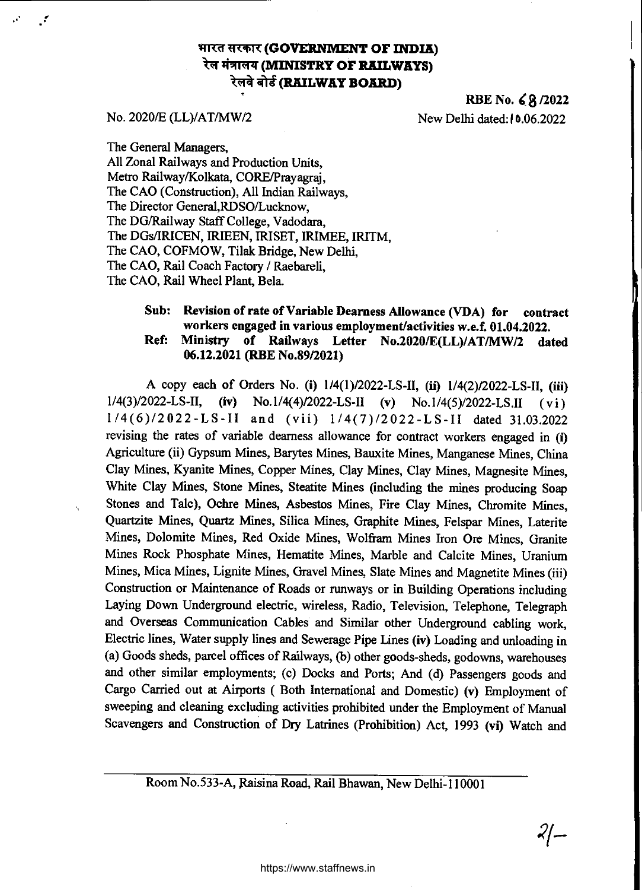**भारत सरकार (GOVERNMENT OF INDIA)**
**रेल मंत्रालय (MINISTRY OF RAILWAYS)**
**रेलवे बोर्ड (RAILWAY BOARD)**

**RBE No. 68/2022**

No. 2020/E (LL)/AT/MW/2 New Delhi dated: 10.06.2022

The General Managers,
All Zonal Railways and Production Units,
Metro Railway/Kolkata, CORE/Prayagraj,
The CAO (Construction), All Indian Railways,
The Director General,RDSO/Lucknow,
The DG/Railway Staff College, Vadodara,
The DGs/IRICEN, IRIEEN, IRISET, IRIMEE, IRITM,
The CAO, COFMOW, Tilak Bridge, New Delhi,
The CAO, Rail Coach Factory / Raebareli,
The CAO, Rail Wheel Plant, Bela.

**Sub: Revision of rate of Variable Dearness Allowance (VDA) for contract workers engaged in various employment/activities w.e.f. 01.04.2022.**

**Ref: Ministry of Railways Letter No.2020/E(LL)/AT/MW/2 dated 06.12.2021 (RBE No.89/2021)**

A copy each of Orders No. **(i)** 1/4(1)/2022-LS-II, **(ii)** 1/4(2)/2022-LS-II, **(iii)** 1/4(3)/2022-LS-II, **(iv)** No.1/4(4)/2022-LS-II **(v)** No.1/4(5)/2022-LS.II **(vi)** 1/4(6)/2022-LS-II and **(vii)** 1/4(7)/2022-LS-II dated 31.03.2022 revising the rates of variable dearness allowance for contract workers engaged in **(i)** Agriculture (ii) Gypsum Mines, Barytes Mines, Bauxite Mines, Manganese Mines, China Clay Mines, Kyanite Mines, Copper Mines, Clay Mines, Clay Mines, Magnesite Mines, White Clay Mines, Stone Mines, Steatite Mines (including the mines producing Soap Stones and Talc), Ochre Mines, Asbestos Mines, Fire Clay Mines, Chromite Mines, Quartzite Mines, Quartz Mines, Silica Mines, Graphite Mines, Felspar Mines, Laterite Mines, Dolomite Mines, Red Oxide Mines, Wolfram Mines Iron Ore Mines, Granite Mines Rock Phosphate Mines, Hematite Mines, Marble and Calcite Mines, Uranium Mines, Mica Mines, Lignite Mines, Gravel Mines, Slate Mines and Magnetite Mines (iii) Construction or Maintenance of Roads or runways or in Building Operations including Laying Down Underground electric, wireless, Radio, Television, Telephone, Telegraph and Overseas Communication Cables and Similar other Underground cabling work, Electric lines, Water supply lines and Sewerage Pipe Lines **(iv)** Loading and unloading in (a) Goods sheds, parcel offices of Railways, (b) other goods-sheds, godowns, warehouses and other similar employments; (c) Docks and Ports; And (d) Passengers goods and Cargo Carried out at Airports ( Both International and Domestic) **(v)** Employment of sweeping and cleaning excluding activities prohibited under the Employment of Manual Scavengers and Construction of Dry Latrines (Prohibition) Act, 1993 **(vi)** Watch and

Room No.533-A, Raisina Road, Rail Bhawan, New Delhi-110001

2/-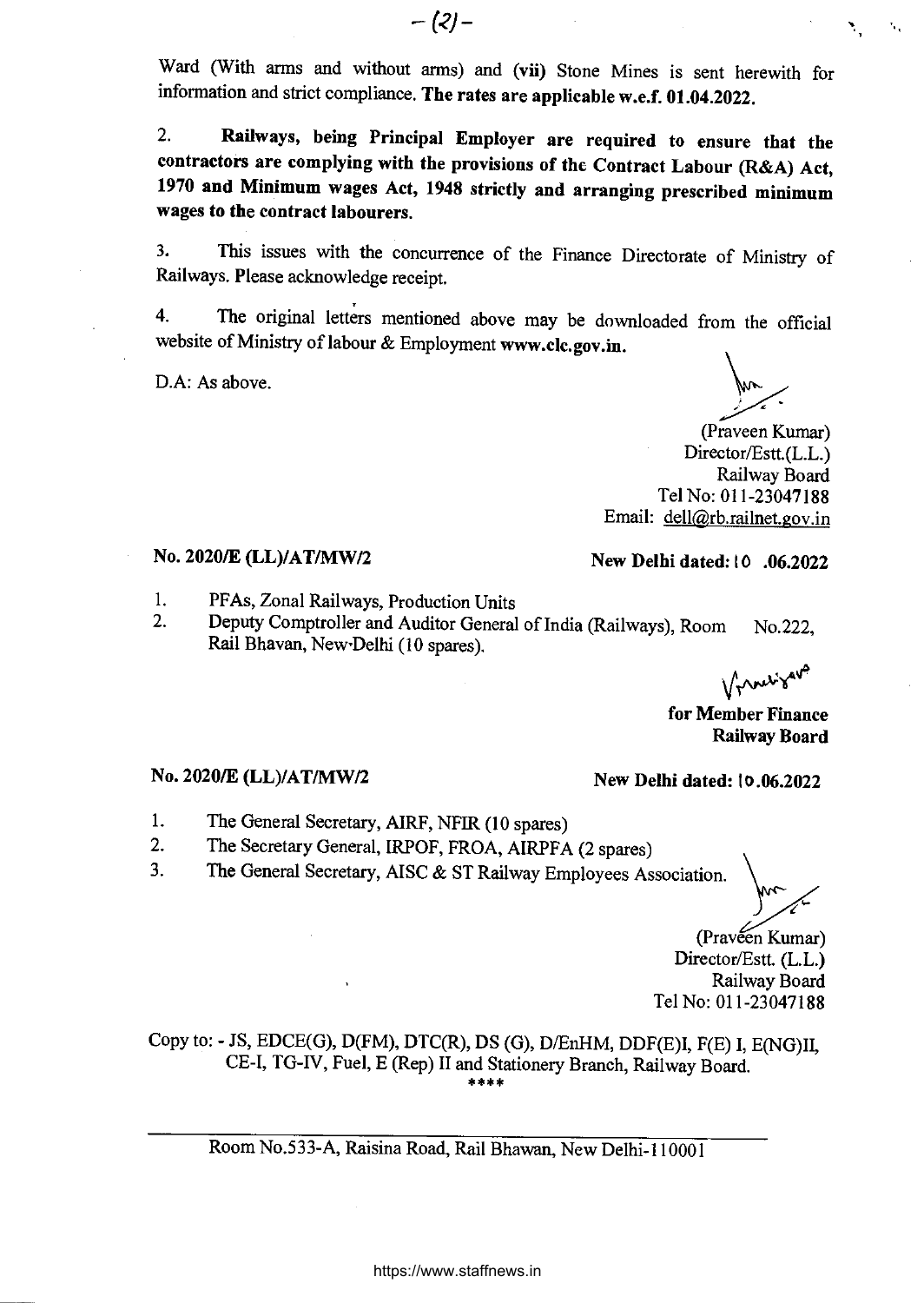Ward (With arms and without arms) and **(vii)** Stone Mines is sent herewith for information and strict compliance. **The rates are applicable w.e.f. 01.04.2022.**

2. **Railways, being Principal Employer are required to ensure that the contractors are complying with the provisions of the Contract Labour (R&A) Act, 1970 and Minimum wages Act, 1948 strictly and arranging prescribed minimum wages to the contract labourers.**

3. This issues with the concurrence of the Finance Directorate of Ministry of Railways. Please acknowledge receipt.

4. The original letters mentioned above may be downloaded from the official website of Ministry of labour & Employment **www.clc.gov.in.**

D.A: As above.

(Praveen Kumar)
Director/Estt.(L.L.)
Railway Board
Tel No: 011-23047188
Email: dell@rb.railnet.gov.in

**No. 2020/E (LL)/AT/MW/2** **New Delhi dated: 10 .06.2022**

1. PFAs, Zonal Railways, Production Units
2. Deputy Comptroller and Auditor General of India (Railways), Room No.222, Rail Bhavan, New-Delhi (10 spares).

**for Member Finance**
**Railway Board**

**No. 2020/E (LL)/AT/MW/2** **New Delhi dated: 10.06.2022**

1. The General Secretary, AIRF, NFIR (10 spares)
2. The Secretary General, IRPOF, FROA, AIRPFA (2 spares)
3. The General Secretary, AISC & ST Railway Employees Association.

(Praveen Kumar)
Director/Estt. (L.L.)
Railway Board
Tel No: 011-23047188

Copy to: - JS, EDCE(G), D(FM), DTC(R), DS (G), D/EnHM, DDF(E)I, F(E) I, E(NG)II, CE-I, TG-IV, Fuel, E (Rep) II and Stationery Branch, Railway Board.

****

Room No.533-A, Raisina Road, Rail Bhawan, New Delhi-110001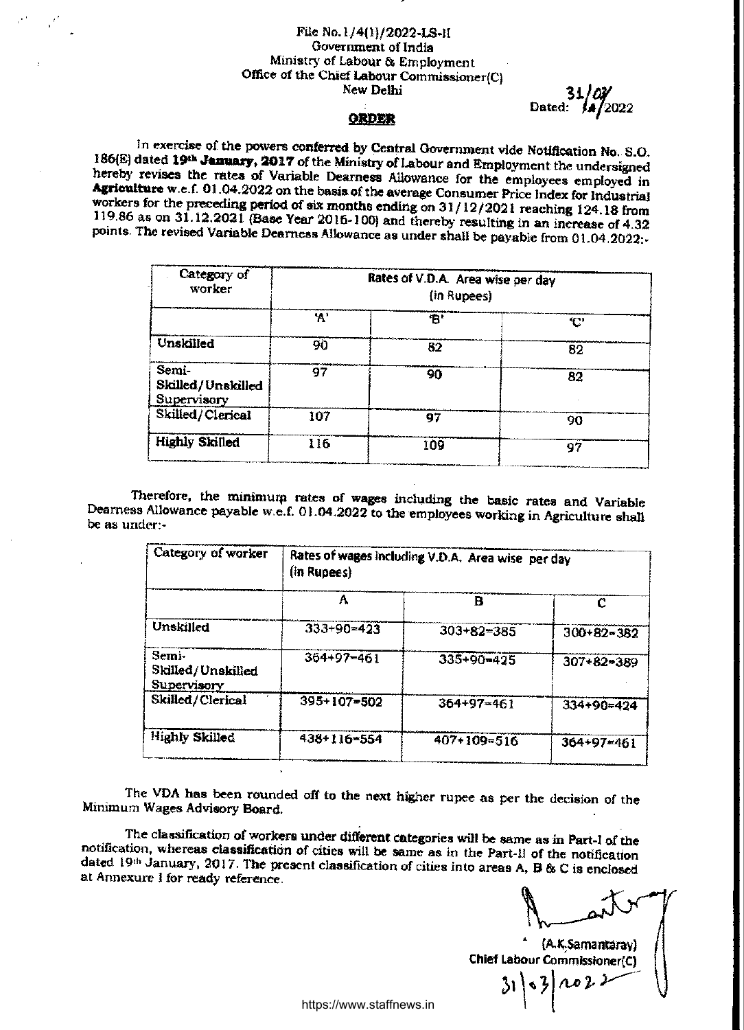File No.1/4(1)/2022-LS-II
Government of India
Ministry of Labour & Employment
Office of the Chief Labour Commissioner(C)
New Delhi

Dated: 31/03/2022

**ORDER**

In exercise of the powers conferred by Central Government vide Notification No. S.O. 186(E) dated **19th January, 2017** of the Ministry of Labour and Employment the undersigned hereby revises the rates of Variable Dearness Allowance for the employees employed in **Agriculture** w.e.f. 01.04.2022 on the basis of the average Consumer Price Index for Industrial workers for the preceding period of six months ending on 31/12/2021 reaching 124.18 from 119.86 as on 31.12.2021 (Base Year 2016-100) and thereby resulting in an increase of 4.32 points. The revised Variable Dearness Allowance as under shall be payable from 01.04.2022:-

| Category of worker | Rates of V.D.A. Area wise per day (in Rupees) | | |
|---|---|---|---|
| | 'A' | 'B' | 'C' |
| Unskilled | 90 | 82 | 82 |
| Semi-Skilled/Unskilled Supervisory | 97 | 90 | 82 |
| Skilled/Clerical | 107 | 97 | 90 |
| Highly Skilled | 116 | 109 | 97 |

Therefore, the minimum rates of wages including the basic rates and Variable Dearness Allowance payable w.e.f. 01.04.2022 to the employees working in Agriculture shall be as under:-

| Category of worker | Rates of wages including V.D.A. Area wise per day (in Rupees) | | |
|---|---|---|---|
| | A | B | C |
| Unskilled | 333+90=423 | 303+82=385 | 300+82=382 |
| Semi-Skilled/Unskilled Supervisory | 364+97=461 | 335+90=425 | 307+82=389 |
| Skilled/Clerical | 395+107=502 | 364+97=461 | 334+90=424 |
| Highly Skilled | 438+116=554 | 407+109=516 | 364+97=461 |

The VDA has been rounded off to the next higher rupee as per the decision of the Minimum Wages Advisory Board.

The classification of workers under different categories will be same as in Part-I of the notification, whereas classification of cities will be same as in the Part-II of the notification dated 19th January, 2017. The present classification of cities into areas A, B & C is enclosed at Annexure I for ready reference.

(A.K.Samantaray)
Chief Labour Commissioner(C)
31/03/2022

https://www.staffnews.in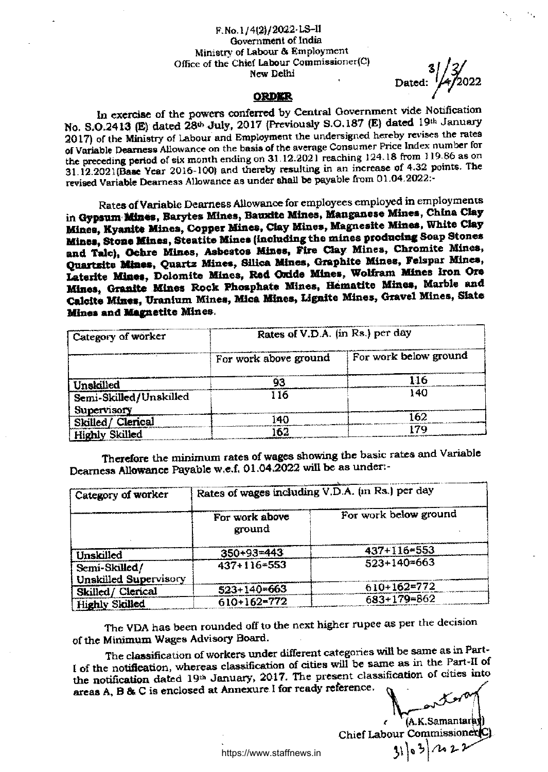F.No.1/4(2)/2022-LS-II
Government of India
Ministry of Labour & Employment
Office of the Chief Labour Commissioner(C)
New Delhi

Dated: 31/3/2022

## ORDER

In exercise of the powers conferred by Central Government vide Notification No. S.O.2413 (E) dated 28th July, 2017 (Previously S.O.187 (E) dated 19th January 2017) of the Ministry of Labour and Employment the undersigned hereby revises the rates of Variable Dearness Allowance on the basis of the average Consumer Price Index number for the preceding period of six month ending on 31.12.2021 reaching 124.18 from 119.86 as on 31.12.2021(Base Year 2016-100) and thereby resulting in an increase of 4.32 points. The revised Variable Dearness Allowance as under shall be payable from 01.04.2022:-

Rates of Variable Dearness Allowance for employees employed in employments in **Gypsum Mines, Barytes Mines, Bauxite Mines, Manganese Mines, China Clay Mines, Kyanite Mines, Copper Mines, Clay Mines, Magnesite Mines, White Clay Mines, Stone Mines, Steatite Mines (including the mines producing Soap Stones and Talc), Ochre Mines, Asbestos Mines, Fire Clay Mines, Chromite Mines, Quartzite Mines, Quartz Mines, Silica Mines, Graphite Mines, Felspar Mines, Laterite Mines, Dolomite Mines, Red Oxide Mines, Wolfram Mines Iron Ore Mines, Granite Mines Rock Phosphate Mines, Hematite Mines, Marble and Calcite Mines, Uranium Mines, Mica Mines, Lignite Mines, Gravel Mines, Slate Mines and Magnetite Mines.**

| Category of worker | Rates of V.D.A. (in Rs.) per day | |
|---|---|---|
| | For work above ground | For work below ground |
| Unskilled | 93 | 116 |
| Semi-Skilled/Unskilled Supervisory | 116 | 140 |
| Skilled/ Clerical | 140 | 162 |
| Highly Skilled | 162 | 179 |

Therefore the minimum rates of wages showing the basic rates and Variable Dearness Allowance Payable w.e.f. 01.04.2022 will be as under:-

| Category of worker | Rates of wages including V.D.A. (in Rs.) per day | |
|---|---|---|
| | For work above ground | For work below ground |
| Unskilled | 350+93=443 | 437+116=553 |
| Semi-Skilled/ Unskilled Supervisory | 437+116=553 | 523+140=663 |
| Skilled/ Clerical | 523+140=663 | 610+162=772 |
| Highly Skilled | 610+162=772 | 683+179=862 |

The VDA has been rounded off to the next higher rupee as per the decision of the Minimum Wages Advisory Board.

The classification of workers under different categories will be same as in Part-I of the notification, whereas classification of cities will be same as in the Part-II of the notification dated 19th January, 2017. The present classification of cities into areas A, B & C is enclosed at Annexure I for ready reference.

(A.K.Samantaray)
Chief Labour Commissioner(C)
31/03/2022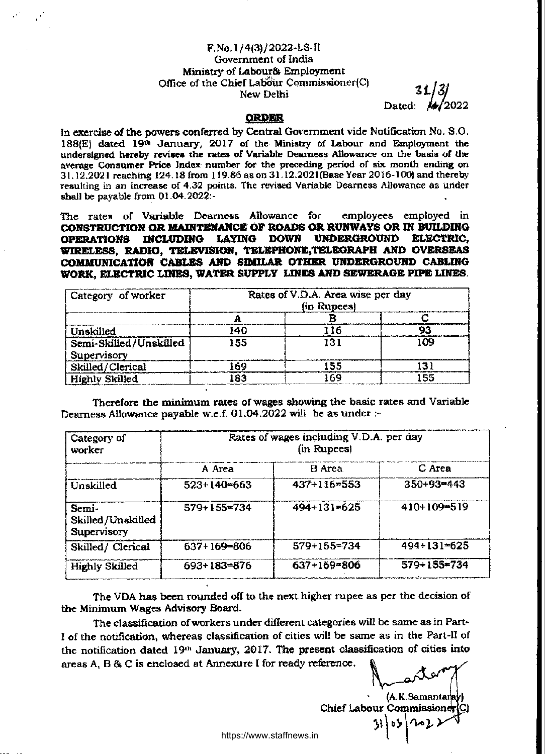F.No.1/4(3)/2022-LS-II
Government of India
Ministry of Labour& Employment
Office of the Chief Labour Commissioner(C)
New Delhi

Dated: 31/3/2022

## ORDER

In exercise of the powers conferred by Central Government vide Notification No. S.O. 188(E) dated 19th January, 2017 of the Ministry of Labour and Employment the undersigned hereby revises the rates of Variable Dearness Allowance on the basis of the average Consumer Price Index number for the preceding period of six month ending on 31.12.2021 reaching 124.18 from 119.86 as on 31.12.2021(Base Year 2016-100) and thereby resulting in an increase of 4.32 points. The revised Variable Dearness Allowance as under shall be payable from 01.04.2022:-

The rates of Variable Dearness Allowance for employees employed in **CONSTRUCTION OR MAINTENANCE OF ROADS OR RUNWAYS OR IN BUILDING OPERATIONS INCLUDING LAYING DOWN UNDERGROUND ELECTRIC, WIRELESS, RADIO, TELEVISION, TELEPHONE,TELEGRAPH AND OVERSEAS COMMUNICATION CABLES AND SIMILAR OTHER UNDERGROUND CABLING WORK, ELECTRIC LINES, WATER SUPPLY LINES AND SEWERAGE PIPE LINES**.

| Category of worker | Rates of V.D.A. Area wise per day (in Rupees) | | |
|---|---|---|---|
| | A | B | C |
| Unskilled | 140 | 116 | 93 |
| Semi-Skilled/Unskilled Supervisory | 155 | 131 | 109 |
| Skilled/Clerical | 169 | 155 | 131 |
| Highly Skilled | 183 | 169 | 155 |

Therefore the minimum rates of wages showing the basic rates and Variable Dearness Allowance payable w.e.f. 01.04.2022 will be as under :-

| Category of worker | Rates of wages including V.D.A. per day (in Rupees) | | |
|---|---|---|---|
| | A Area | B Area | C Area |
| Unskilled | 523+140=663 | 437+116=553 | 350+93=443 |
| Semi-Skilled/Unskilled Supervisory | 579+155=734 | 494+131=625 | 410+109=519 |
| Skilled/ Clerical | 637+169=806 | 579+155=734 | 494+131=625 |
| Highly Skilled | 693+183=876 | 637+169=806 | 579+155=734 |

The VDA has been rounded off to the next higher rupee as per the decision of the Minimum Wages Advisory Board.

The classification of workers under different categories will be same as in Part-I of the notification, whereas classification of cities will be same as in the Part-II of the notification dated 19th January, 2017. The present classification of cities into areas A, B & C is enclosed at Annexure I for ready reference.

(A.K.Samantaray)
Chief Labour Commissioner(C)
31/03/2022

https://www.staffnews.in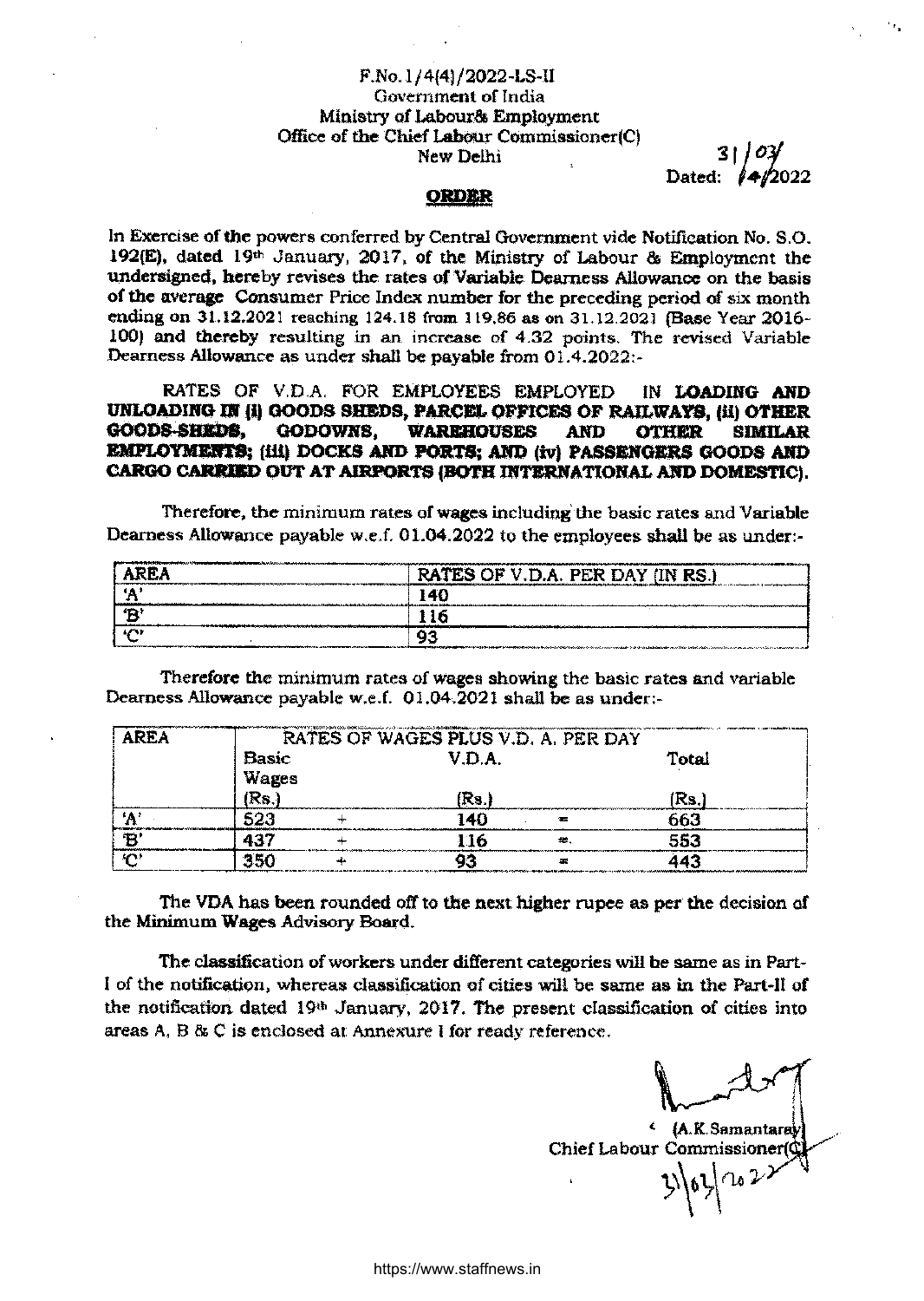F.No.1/4(4)/2022-LS-II
Government of India
Ministry of Labour& Employment
Office of the Chief Labour Commissioner(C)
New Delhi

Dated: 31/03/2022

# ORDER

In Exercise of the powers conferred by Central Government vide Notification No. S.O. 192(E), dated 19th January, 2017, of the Ministry of Labour & Employment the undersigned, hereby revises the rates of Variable Dearness Allowance on the basis of the average Consumer Price Index number for the preceding period of six month ending on 31.12.2021 reaching 124.18 from 119.86 as on 31.12.2021 (Base Year 2016-100) and thereby resulting in an increase of 4.32 points. The revised Variable Dearness Allowance as under shall be payable from 01.4.2022:-

RATES OF V.D.A. FOR EMPLOYEES EMPLOYED IN **LOADING AND UNLOADING IN (i) GOODS SHEDS, PARCEL OFFICES OF RAILWAYS, (ii) OTHER GOODS-SHEDS, GODOWNS, WAREHOUSES AND OTHER SIMILAR EMPLOYMENTS; (iii) DOCKS AND PORTS; AND (iv) PASSENGERS GOODS AND CARGO CARRIED OUT AT AIRPORTS (BOTH INTERNATIONAL AND DOMESTIC).**

Therefore, the minimum rates of wages including the basic rates and Variable Dearness Allowance payable w.e.f. 01.04.2022 to the employees shall be as under:-

| AREA | RATES OF V.D.A. PER DAY (IN RS.) |
|---|---|
| 'A' | 140 |
| 'B' | 116 |
| 'C' | 93 |

Therefore the minimum rates of wages showing the basic rates and variable Dearness Allowance payable w.e.f. 01.04.2021 shall be as under:-

| AREA | RATES OF WAGES PLUS V.D. A. PER DAY | | | | |
|---|---|---|---|---|---|
| | Basic Wages (Rs.) | | V.D.A. (Rs.) | | Total (Rs.) |
| 'A' | 523 | + | 140 | = | 663 |
| 'B' | 437 | + | 116 | = | 553 |
| 'C' | 350 | + | 93 | = | 443 |

The VDA has been rounded off to the next higher rupee as per the decision of the Minimum Wages Advisory Board.

The classification of workers under different categories will be same as in Part-I of the notification, whereas classification of cities will be same as in the Part-II of the notification dated 19th January, 2017. The present classification of cities into areas A, B & C is enclosed at Annexure I for ready reference.

(A.K.Samantaray)
Chief Labour Commissioner(C)
31/03/2022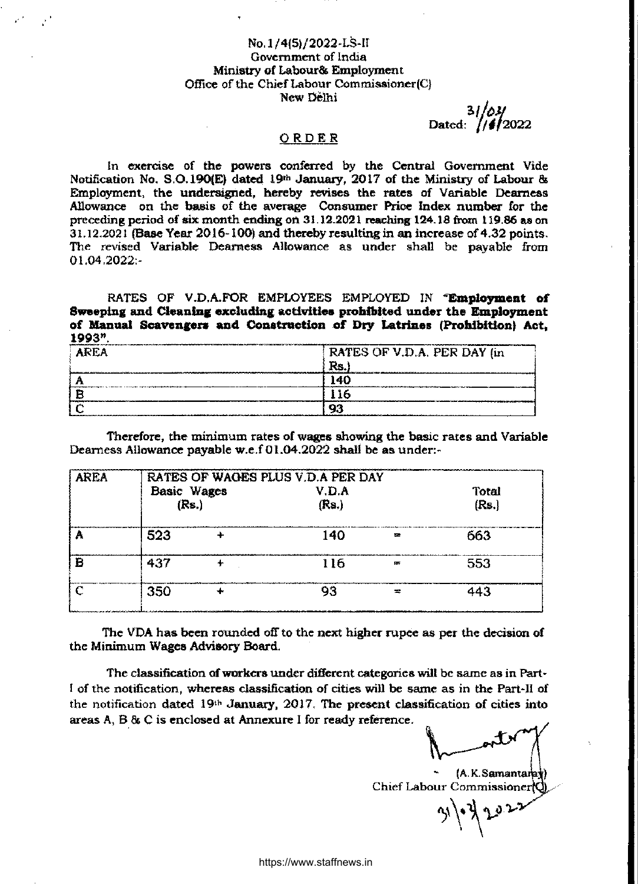No.1/4(5)/2022-LS-II
Government of India
Ministry of Labour& Employment
Office of the Chief Labour Commissioner(C)
New Delhi

Dated: 31/03/2022

## ORDER

In exercise of the powers conferred by the Central Government Vide Notification No. S.O.190(E) dated 19th January, 2017 of the Ministry of Labour & Employment, the undersigned, hereby revises the rates of Variable Dearness Allowance on the basis of the average Consumer Price Index number for the preceding period of six month ending on 31.12.2021 reaching 124.18 from 119.86 as on 31.12.2021 (Base Year 2016-100) and thereby resulting in an increase of 4.32 points. The revised Variable Dearness Allowance as under shall be payable from 01.04.2022:-

RATES OF V.D.A.FOR EMPLOYEES EMPLOYED IN **"Employment of Sweeping and Cleaning excluding activities prohibited under the Employment of Manual Scavengers and Construction of Dry Latrines (Prohibition) Act, 1993"**.

| AREA | RATES OF V.D.A. PER DAY (in Rs.) |
|---|---|
| A | 140 |
| B | 116 |
| C | 93 |

Therefore, the minimum rates of wages showing the basic rates and Variable Dearness Allowance payable w.e.f 01.04.2022 shall be as under:-

| AREA | RATES OF WAGES PLUS V.D.A PER DAY | | | | |
|---|---|---|---|---|---|
| | Basic Wages (Rs.) | | V.D.A (Rs.) | | Total (Rs.) |
| A | 523 | + | 140 | = | 663 |
| B | 437 | + | 116 | = | 553 |
| C | 350 | + | 93 | = | 443 |

The VDA has been rounded off to the next higher rupee as per the decision of the Minimum Wages Advisory Board.

The classification of workers under different categories will be same as in Part-I of the notification, whereas classification of cities will be same as in the Part-II of the notification dated 19th January, 2017. The present classification of cities into areas A, B & C is enclosed at Annexure I for ready reference.

(A.K.Samantaray)
Chief Labour Commissioner(C)
31/03/2022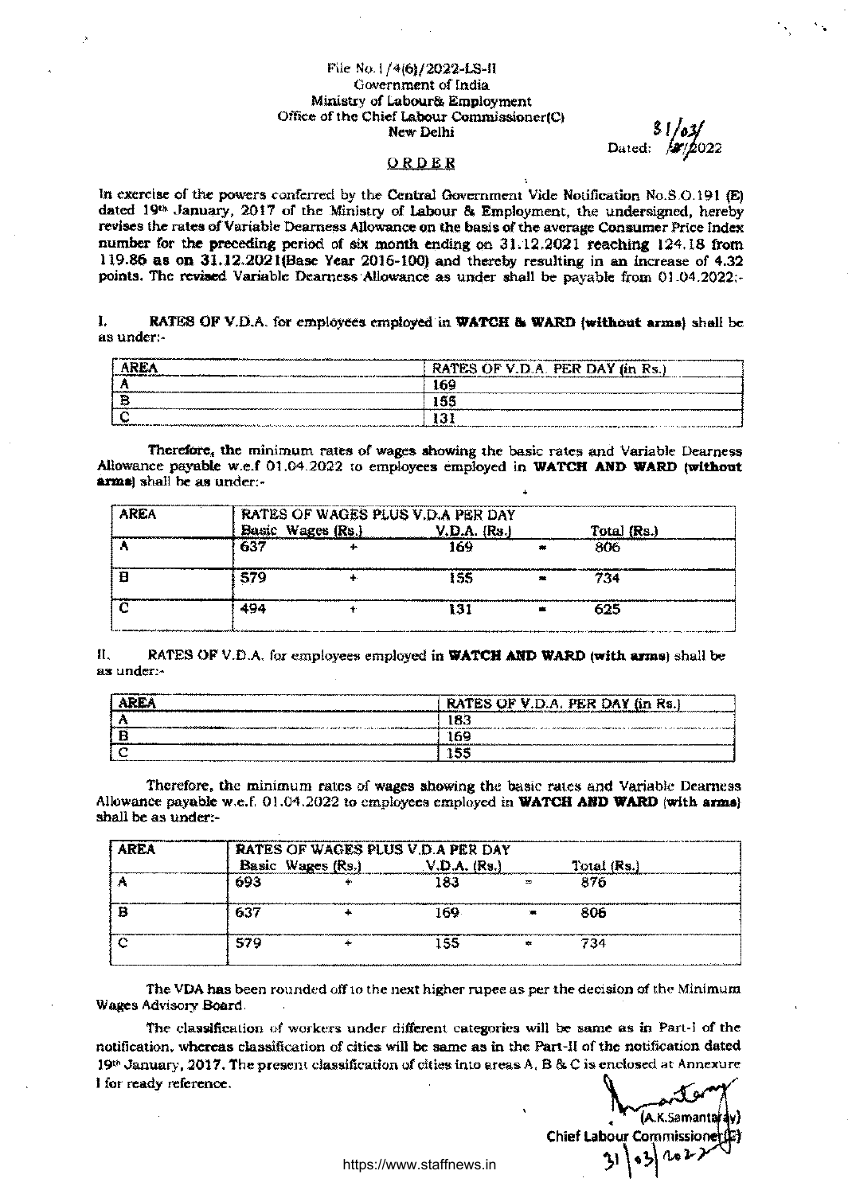File No.1/4(6)/2022-LS-II
Government of India
Ministry of Labour& Employment
Office of the Chief Labour Commissioner(C)
New Delhi

Dated: 31/03/2022

## ORDER

In exercise of the powers conferred by the Central Government Vide Notification No.S.O.191 (E) dated 19th January, 2017 of the Ministry of Labour & Employment, the undersigned, hereby revises the rates of Variable Dearness Allowance on the basis of the average Consumer Price Index number for the preceding period of six month ending on 31.12.2021 reaching 124.18 from 119.86 as on 31.12.2021(Base Year 2016-100) and thereby resulting in an increase of 4.32 points. The revised Variable Dearness Allowance as under shall be payable from 01.04.2022:-

I. **RATES OF V.D.A. for employees employed in WATCH & WARD (without arms)** shall be as under:-

| AREA | RATES OF V.D.A. PER DAY (in Rs.) |
|---|---|
| A | 169 |
| B | 155 |
| C | 131 |

Therefore, the minimum rates of wages showing the basic rates and Variable Dearness Allowance payable w.e.f 01.04.2022 to employees employed in **WATCH AND WARD (without arms)** shall be as under:-

| AREA | RATES OF WAGES PLUS V.D.A PER DAY | | | | |
|---|---|---|---|---|---|
| | Basic Wages (Rs.) | | V.D.A. (Rs.) | | Total (Rs.) |
| A | 637 | + | 169 | = | 806 |
| B | 579 | + | 155 | = | 734 |
| C | 494 | + | 131 | = | 625 |

II. RATES OF V.D.A. for employees employed in **WATCH AND WARD (with arms)** shall be as under:-

| AREA | RATES OF V.D.A. PER DAY (in Rs.) |
|---|---|
| A | 183 |
| B | 169 |
| C | 155 |

Therefore, the minimum rates of wages showing the basic rates and Variable Dearness Allowance payable w.e.f. 01.04.2022 to employees employed in **WATCH AND WARD (with arms)** shall be as under:-

| AREA | RATES OF WAGES PLUS V.D.A PER DAY | | | | |
|---|---|---|---|---|---|
| | Basic Wages (Rs.) | | V.D.A. (Rs.) | | Total (Rs.) |
| A | 693 | + | 183 | = | 876 |
| B | 637 | + | 169 | = | 806 |
| C | 579 | + | 155 | = | 734 |

The VDA has been rounded off to the next higher rupee as per the decision of the Minimum Wages Advisory Board.

The classification of workers under different categories will be same as in Part-I of the notification, whereas classification of cities will be same as in the Part-II of the notification dated 19th January, 2017. The present classification of cities into areas A, B & C is enclosed at Annexure I for ready reference.

(A.K.Samantaray)
Chief Labour Commissioner(C)
31/03/2022

https://www.staffnews.in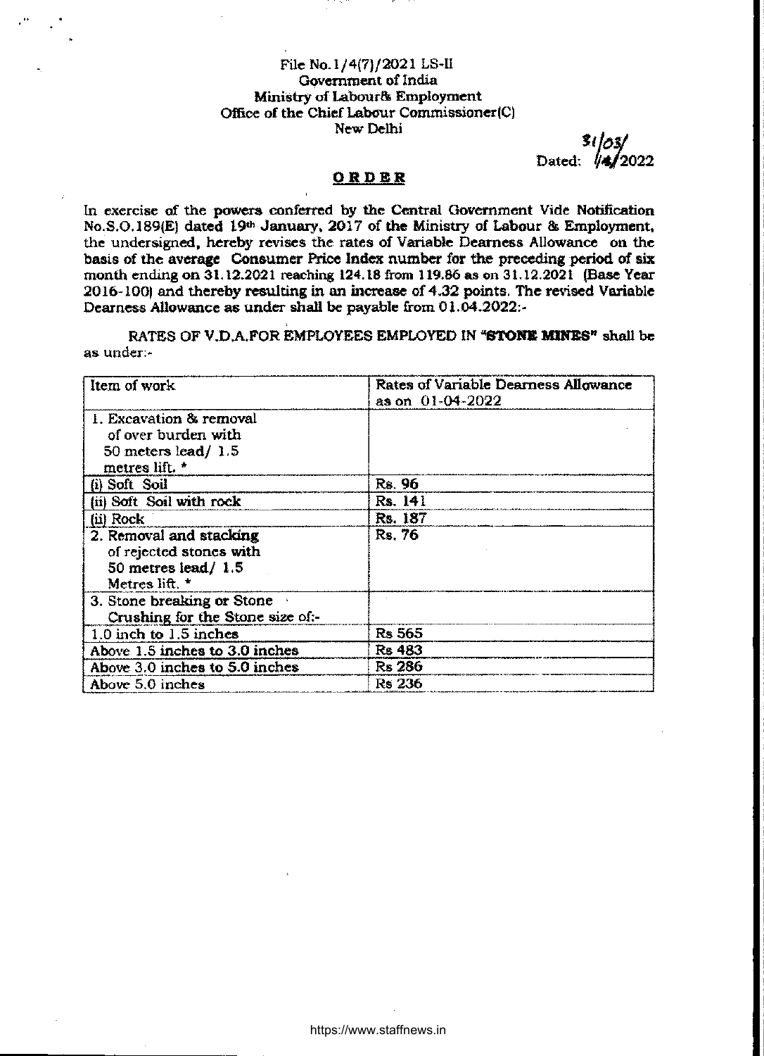File No.1/4(7)/2021 LS-II
Government of India
Ministry of Labour& Employment
Office of the Chief Labour Commissioner(C)
New Delhi

Dated: 31/03/2022

## ORDER

In exercise of the powers conferred by the Central Government Vide Notification No.S.O.189(E) dated 19th January, 2017 of the Ministry of Labour & Employment, the undersigned, hereby revises the rates of Variable Dearness Allowance on the basis of the average Consumer Price Index number for the preceding period of six month ending on 31.12.2021 reaching 124.18 from 119.86 as on 31.12.2021 (Base Year 2016-100) and thereby resulting in an increase of 4.32 points. The revised Variable Dearness Allowance as under shall be payable from 01.04.2022:-

RATES OF V.D.A.FOR EMPLOYEES EMPLOYED IN **"STONE MINES"** shall be as under:-

| Item of work | Rates of Variable Dearness Allowance as on 01-04-2022 |
|---|---|
| 1. Excavation & removal of over burden with 50 meters lead/ 1.5 metres lift. * | |
| (i) Soft Soil | Rs. 96 |
| (ii) Soft Soil with rock | Rs. 141 |
| (ii) Rock | Rs. 187 |
| 2. Removal and stacking of rejected stones with 50 metres lead/ 1.5 Metres lift. * | Rs. 76 |
| 3. Stone breaking or Stone Crushing for the Stone size of:- | |
| 1.0 inch to 1.5 inches | Rs 565 |
| Above 1.5 inches to 3.0 inches | Rs 483 |
| Above 3.0 inches to 5.0 inches | Rs 286 |
| Above 5.0 inches | Rs 236 |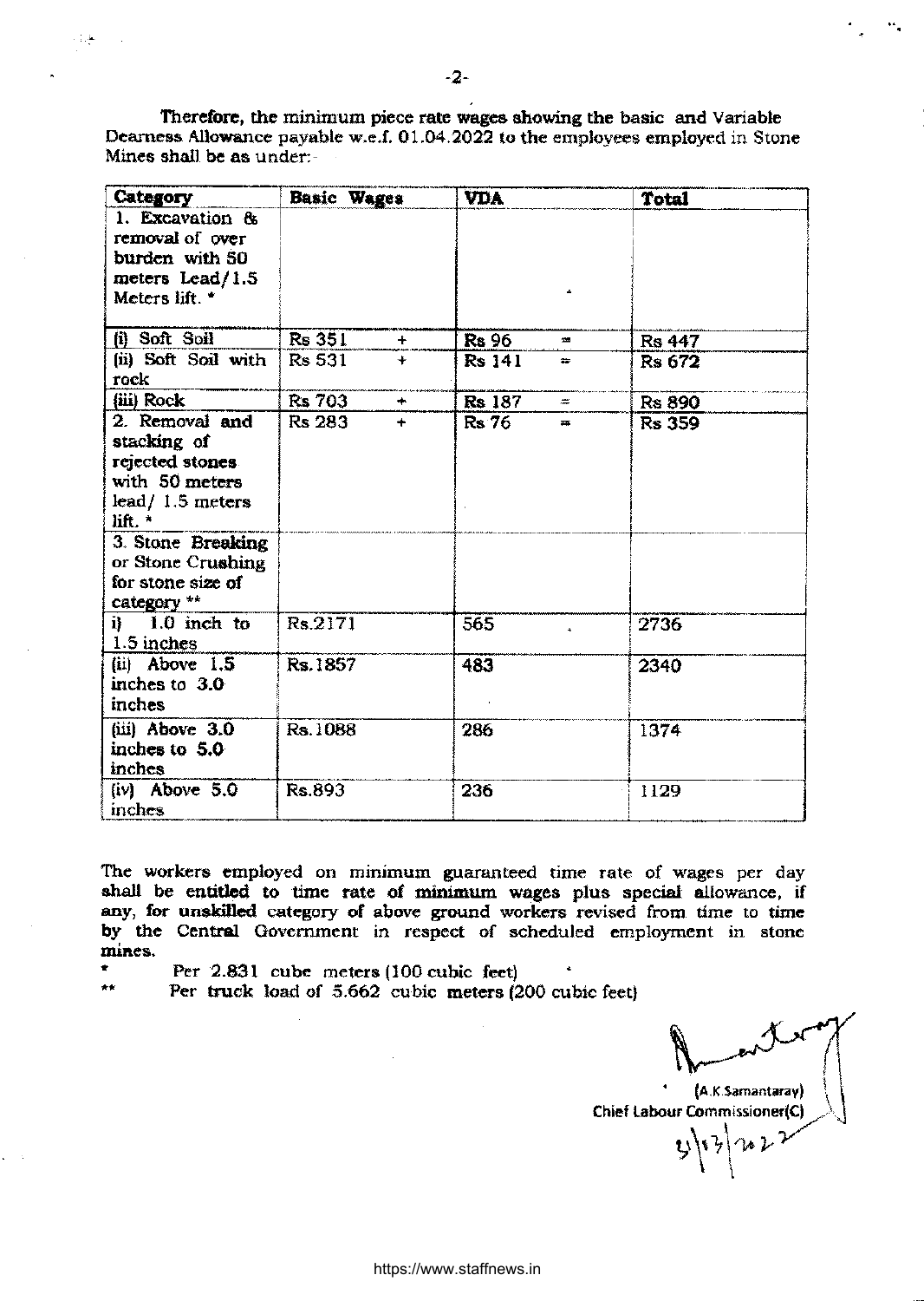Therefore, the minimum piece rate wages showing the basic and Variable Dearness Allowance payable w.e.f. 01.04.2022 to the employees employed in Stone Mines shall be as under:-

| Category | Basic Wages | VDA | Total |
|---|---|---|---|
| 1. Excavation & removal of over burden with 50 meters Lead/1.5 Meters lift. * | | | |
| (i) Soft Soil | Rs 351 + | Rs 96 = | Rs 447 |
| (ii) Soft Soil with rock | Rs 531 + | Rs 141 = | Rs 672 |
| (iii) Rock | Rs 703 + | Rs 187 = | Rs 890 |
| 2. Removal and stacking of rejected stones with 50 meters lead/ 1.5 meters lift. * | Rs 283 + | Rs 76 = | Rs 359 |
| 3. Stone Breaking or Stone Crushing for stone size of category ** | | | |
| i) 1.0 inch to 1.5 inches | Rs.2171 | 565 | 2736 |
| (ii) Above 1.5 inches to 3.0 inches | Rs.1857 | 483 | 2340 |
| (iii) Above 3.0 inches to 5.0 inches | Rs.1088 | 286 | 1374 |
| (iv) Above 5.0 inches | Rs.893 | 236 | 1129 |

The workers employed on minimum guaranteed time rate of wages per day shall be entitled to time rate of minimum wages plus special allowance, if any, for unskilled category of above ground workers revised from time to time by the Central Government in respect of scheduled employment in stone mines.

\* Per 2.831 cube meters (100 cubic feet)

\*\* Per truck load of 5.662 cubic meters (200 cubic feet)

(A.K.Samantaray)
Chief Labour Commissioner(C)
31/3/2022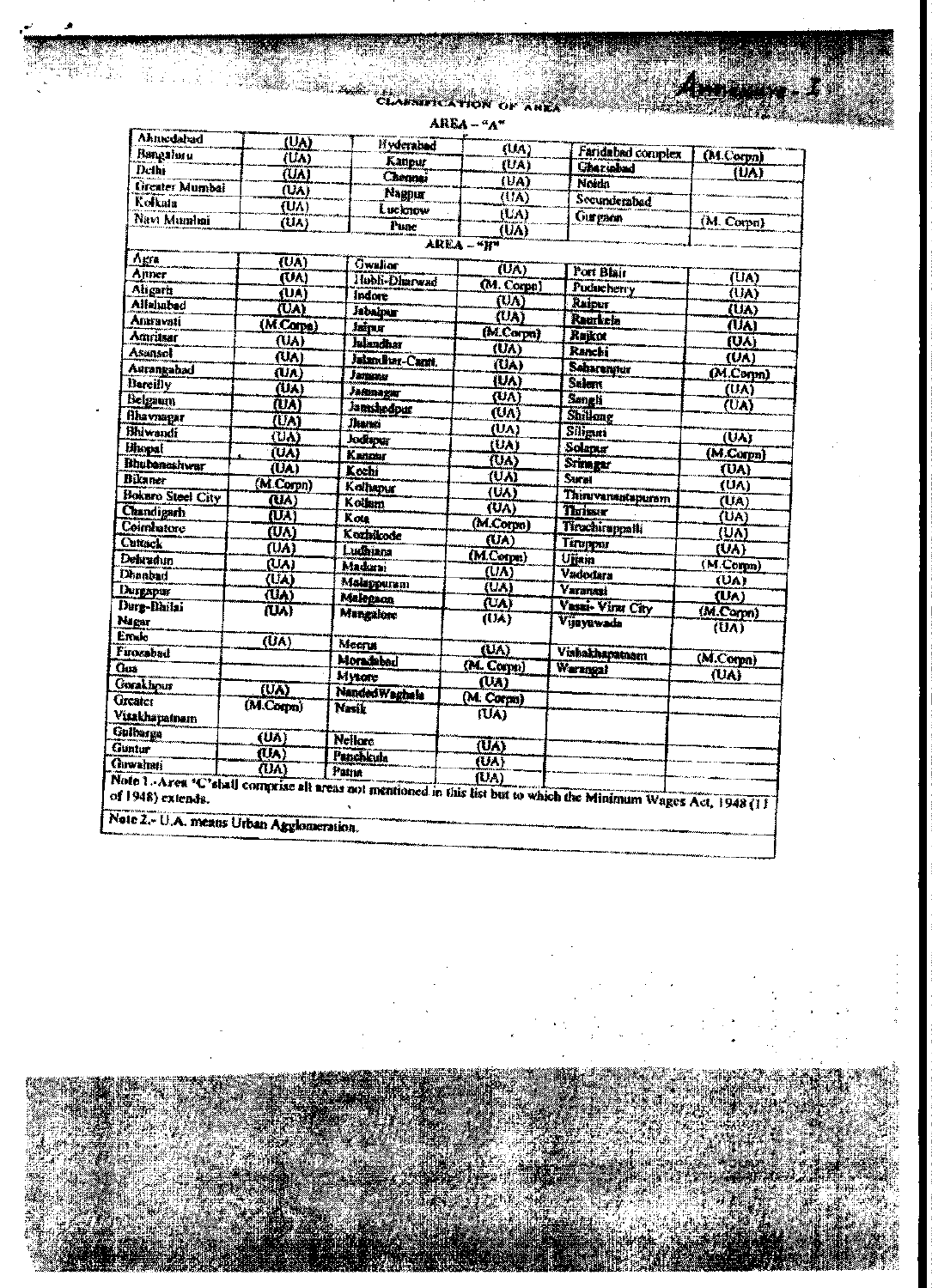Annexure - 1

## CLASSIFICATION OF AREA

### AREA – "A"

| | | | | | |
|---|---|---|---|---|---|
| Ahmedabad | (UA) | Hyderabad | (UA) | Faridabad complex | (M.Corpn) |
| Bangaluru | (UA) | Kanpur | (UA) | Ghaziabad | (UA) |
| Delhi | (UA) | Chennai | (UA) | Noida | |
| Greater Mumbai | (UA) | Nagpur | (UA) | Secunderabad | |
| Kolkata | (UA) | Lucknow | (UA) | Gurgaon | (M. Corpn) |
| Navi Mumbai | (UA) | Pune | (UA) | | |

### AREA – "B"

| | | | | | |
|---|---|---|---|---|---|
| Agra | (UA) | Gwalior | (UA) | Port Blair | |
| Ajmer | (UA) | Hubli-Dharwad | (M. Corpn) | Puducherry | (UA) |
| Aligarh | (UA) | Indore | (UA) | Raipur | (UA) |
| Allahabad | (UA) | Jabalpur | (UA) | Raurkela | (UA) |
| Amravati | (M.Corpn) | Jaipur | (M.Corpn) | Rajkot | (UA) |
| Amritsar | (UA) | Jalandhar | (UA) | Ranchi | (UA) |
| Asansol | (UA) | Jalandhar-Cantt. | (UA) | Saharanpur | (M.Corpn) |
| Aurangabad | (UA) | Jammu | (UA) | Salem | (UA) |
| Bareilly | (UA) | Jamnagar | (UA) | Sangli | (UA) |
| Belgaum | (UA) | Jamshedpur | (UA) | Shillong | |
| Bhavnagar | (UA) | Jhansi | (UA) | Siliguri | (UA) |
| Bhiwandi | (UA) | Jodhpur | (UA) | Solapur | (M.Corpn) |
| Bhopal | (UA) | Kannur | (UA) | Srinagar | (UA) |
| Bhubaneshwar | (UA) | Kochi | (UA) | Surat | (UA) |
| Bikaner | (M.Corpn) | Kolhapur | (UA) | Thiruvananthapuram | (UA) |
| Bokaro Steel City | (UA) | Kollam | (UA) | Thrissur | (UA) |
| Chandigarh | (UA) | Kota | (M.Corpn) | Tiruchirappalli | (UA) |
| Coimbatore | (UA) | Kozhikode | (UA) | Tiruppur | (UA) |
| Cuttack | (UA) | Ludhiana | (M.Corpn) | Ujjain | (M.Corpn) |
| Dehradun | (UA) | Madurai | (UA) | Vadodara | (UA) |
| Dhanbad | (UA) | Malappuram | (UA) | Varanasi | (UA) |
| Durgapur | (UA) | Malegaon | (UA) | Vasai- Virar City | (M.Corpn) |
| Durg-Bhilai Nagar | (UA) | Mangalore | (UA) | Vijayawada | (UA) |
| Erode | (UA) | Meerut | (UA) | Visakhapatnam | (M.Corpn) |
| Firozabad | | Moradabad | (M. Corpn) | Warangal | (UA) |
| Goa | | Mysore | (UA) | | |
| Gorakhpur | (UA) | NandedWaghala | (M. Corpn) | | |
| Greater Visakhapatnam | (M.Corpn) | Nasik | (UA) | | |
| Gulbarga | (UA) | Nellore | (UA) | | |
| Guntur | (UA) | Panchkula | (UA) | | |
| Guwahati | (UA) | Patna | (UA) | | |

Note 1.- Area 'C' shall comprise all areas not mentioned in this list but to which the Minimum Wages Act, 1948 (11 of 1948) extends.

Note 2.- U.A. means Urban Agglomeration.